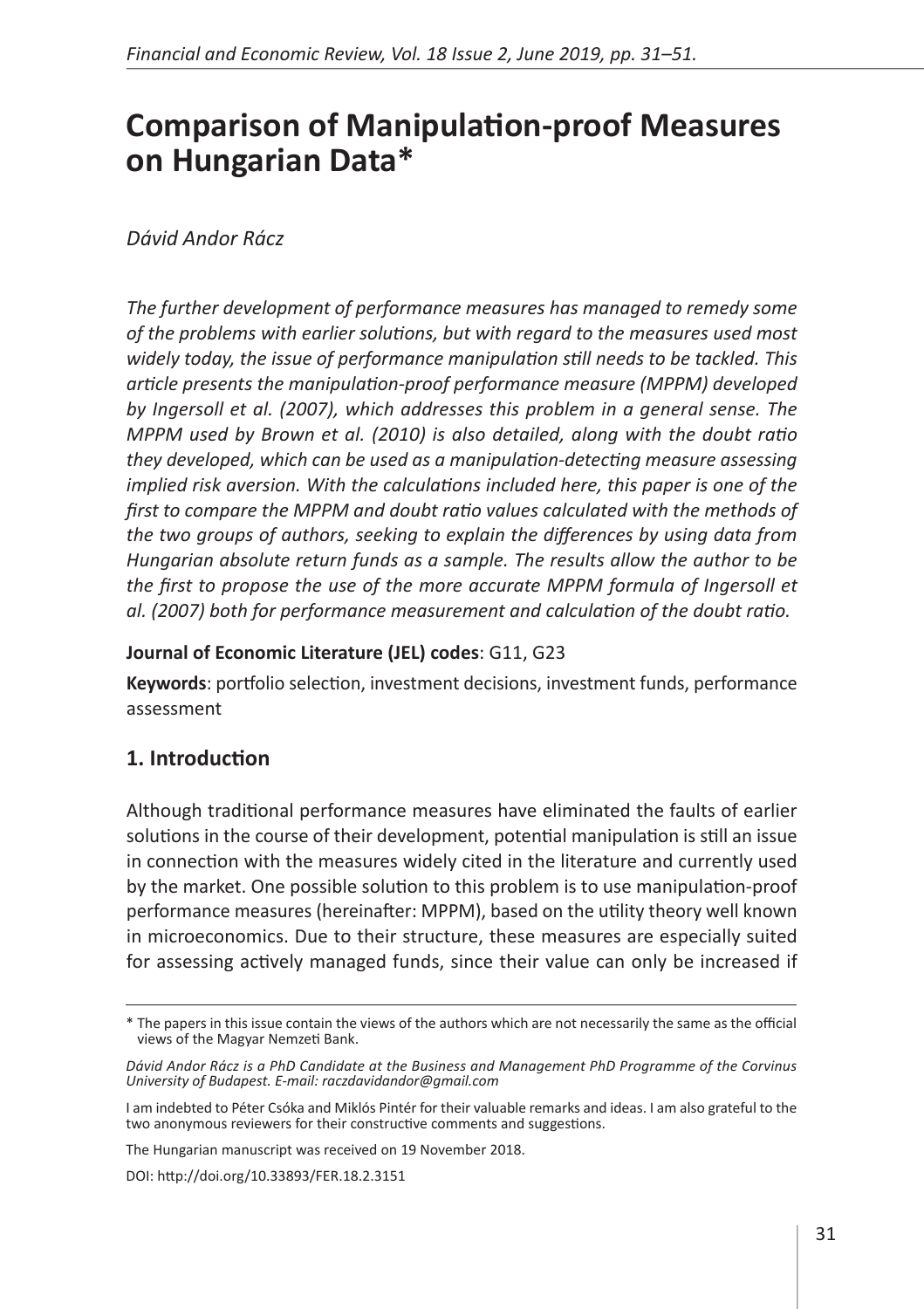# Comparison of Manipulation-proof Measures on Hungarian Data*

*Dávid Andor Rácz*

*The further development of performance measures has managed to remedy some of the problems with earlier solutions, but with regard to the measures used most widely today, the issue of performance manipulation still needs to be tackled. This article presents the manipulation-proof performance measure (MPPM) developed by Ingersoll et al. (2007), which addresses this problem in a general sense. The MPPM used by Brown et al. (2010) is also detailed, along with the doubt ratio they developed, which can be used as a manipulation-detecting measure assessing implied risk aversion. With the calculations included here, this paper is one of the first to compare the MPPM and doubt ratio values calculated with the methods of the two groups of authors, seeking to explain the differences by using data from Hungarian absolute return funds as a sample. The results allow the author to be the first to propose the use of the more accurate MPPM formula of Ingersoll et al. (2007) both for performance measurement and calculation of the doubt ratio.*

**Journal of Economic Literature (JEL) codes**: G11, G23

**Keywords**: portfolio selection, investment decisions, investment funds, performance assessment

## 1. Introduction

Although traditional performance measures have eliminated the faults of earlier solutions in the course of their development, potential manipulation is still an issue in connection with the measures widely cited in the literature and currently used by the market. One possible solution to this problem is to use manipulation-proof performance measures (hereinafter: MPPM), based on the utility theory well known in microeconomics. Due to their structure, these measures are especially suited for assessing actively managed funds, since their value can only be increased if

---

\* The papers in this issue contain the views of the authors which are not necessarily the same as the official views of the Magyar Nemzeti Bank.

*Dávid Andor Rácz is a PhD Candidate at the Business and Management PhD Programme of the Corvinus University of Budapest. E-mail: raczdavidandor@gmail.com*

I am indebted to Péter Csóka and Miklós Pintér for their valuable remarks and ideas. I am also grateful to the two anonymous reviewers for their constructive comments and suggestions.

The Hungarian manuscript was received on 19 November 2018.

DOI: http://doi.org/10.33893/FER.18.2.3151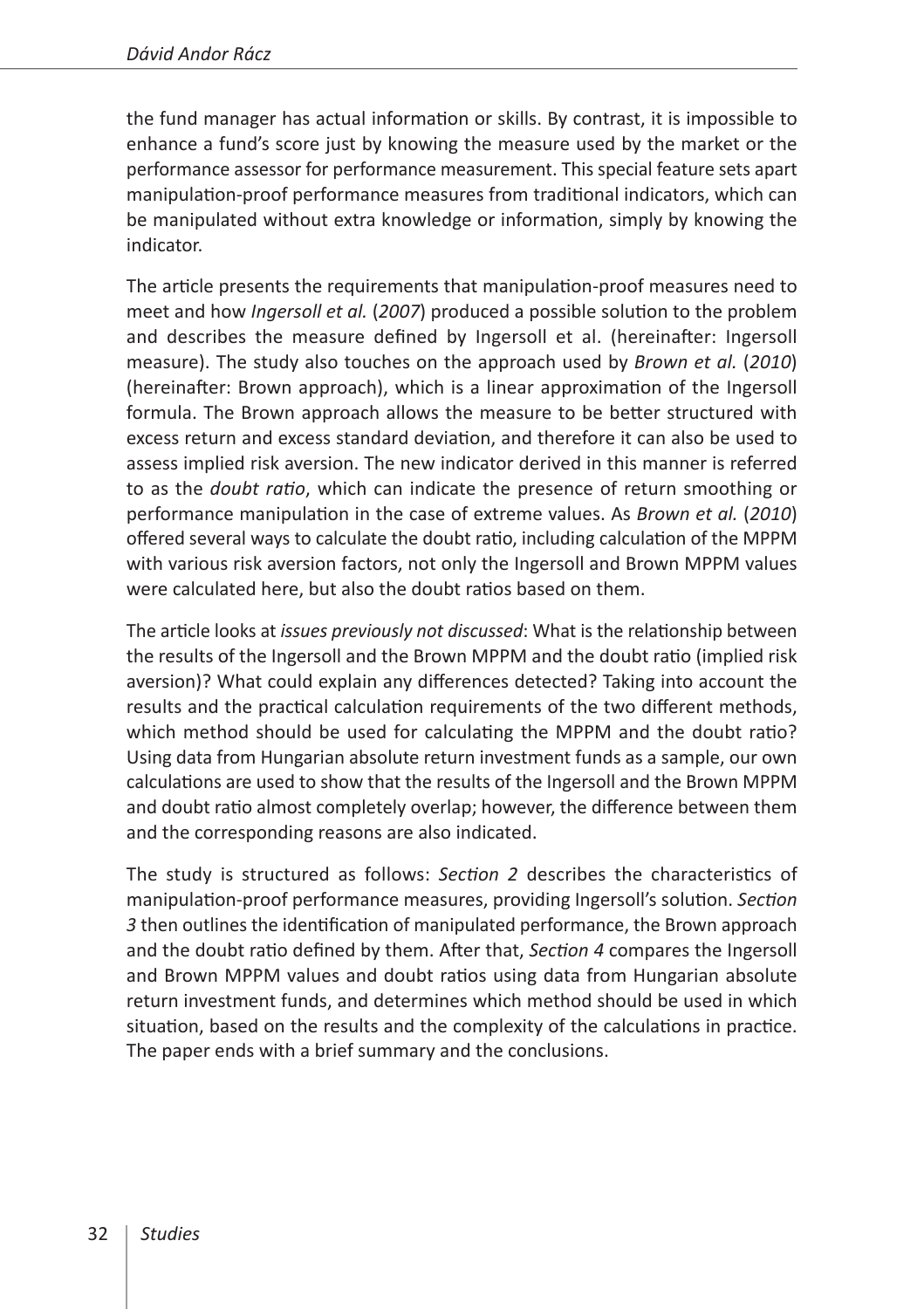the fund manager has actual information or skills. By contrast, it is impossible to enhance a fund's score just by knowing the measure used by the market or the performance assessor for performance measurement. This special feature sets apart manipulation-proof performance measures from traditional indicators, which can be manipulated without extra knowledge or information, simply by knowing the indicator.

The article presents the requirements that manipulation-proof measures need to meet and how *Ingersoll et al.* (*2007*) produced a possible solution to the problem and describes the measure defined by Ingersoll et al. (hereinafter: Ingersoll measure). The study also touches on the approach used by *Brown et al.* (*2010*) (hereinafter: Brown approach), which is a linear approximation of the Ingersoll formula. The Brown approach allows the measure to be better structured with excess return and excess standard deviation, and therefore it can also be used to assess implied risk aversion. The new indicator derived in this manner is referred to as the *doubt ratio*, which can indicate the presence of return smoothing or performance manipulation in the case of extreme values. As *Brown et al.* (*2010*) offered several ways to calculate the doubt ratio, including calculation of the MPPM with various risk aversion factors, not only the Ingersoll and Brown MPPM values were calculated here, but also the doubt ratios based on them.

The article looks at *issues previously not discussed*: What is the relationship between the results of the Ingersoll and the Brown MPPM and the doubt ratio (implied risk aversion)? What could explain any differences detected? Taking into account the results and the practical calculation requirements of the two different methods, which method should be used for calculating the MPPM and the doubt ratio? Using data from Hungarian absolute return investment funds as a sample, our own calculations are used to show that the results of the Ingersoll and the Brown MPPM and doubt ratio almost completely overlap; however, the difference between them and the corresponding reasons are also indicated.

The study is structured as follows: *Section 2* describes the characteristics of manipulation-proof performance measures, providing Ingersoll's solution. *Section 3* then outlines the identification of manipulated performance, the Brown approach and the doubt ratio defined by them. After that, *Section 4* compares the Ingersoll and Brown MPPM values and doubt ratios using data from Hungarian absolute return investment funds, and determines which method should be used in which situation, based on the results and the complexity of the calculations in practice. The paper ends with a brief summary and the conclusions.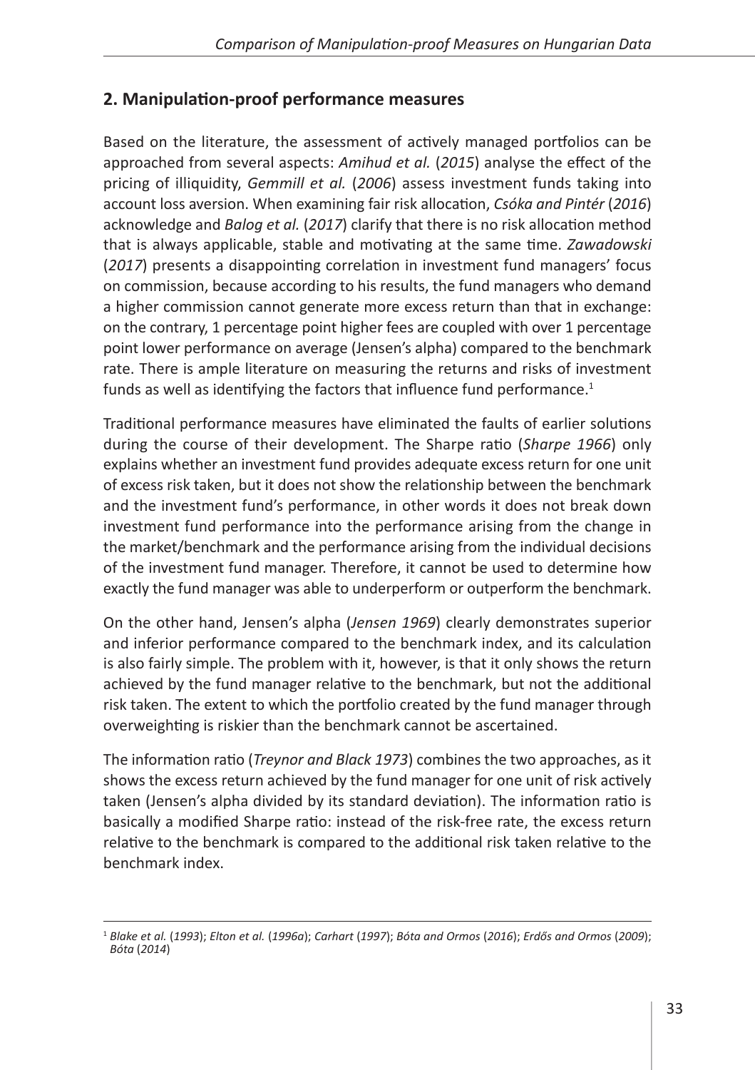## 2. Manipulation-proof performance measures

Based on the literature, the assessment of actively managed portfolios can be approached from several aspects: *Amihud et al.* (*2015*) analyse the effect of the pricing of illiquidity, *Gemmill et al.* (*2006*) assess investment funds taking into account loss aversion. When examining fair risk allocation, *Csóka and Pintér* (*2016*) acknowledge and *Balog et al.* (*2017*) clarify that there is no risk allocation method that is always applicable, stable and motivating at the same time. *Zawadowski* (*2017*) presents a disappointing correlation in investment fund managers' focus on commission, because according to his results, the fund managers who demand a higher commission cannot generate more excess return than that in exchange: on the contrary, 1 percentage point higher fees are coupled with over 1 percentage point lower performance on average (Jensen's alpha) compared to the benchmark rate. There is ample literature on measuring the returns and risks of investment funds as well as identifying the factors that influence fund performance.[1]

Traditional performance measures have eliminated the faults of earlier solutions during the course of their development. The Sharpe ratio (*Sharpe 1966*) only explains whether an investment fund provides adequate excess return for one unit of excess risk taken, but it does not show the relationship between the benchmark and the investment fund's performance, in other words it does not break down investment fund performance into the performance arising from the change in the market/benchmark and the performance arising from the individual decisions of the investment fund manager. Therefore, it cannot be used to determine how exactly the fund manager was able to underperform or outperform the benchmark.

On the other hand, Jensen's alpha (*Jensen 1969*) clearly demonstrates superior and inferior performance compared to the benchmark index, and its calculation is also fairly simple. The problem with it, however, is that it only shows the return achieved by the fund manager relative to the benchmark, but not the additional risk taken. The extent to which the portfolio created by the fund manager through overweighting is riskier than the benchmark cannot be ascertained.

The information ratio (*Treynor and Black 1973*) combines the two approaches, as it shows the excess return achieved by the fund manager for one unit of risk actively taken (Jensen's alpha divided by its standard deviation). The information ratio is basically a modified Sharpe ratio: instead of the risk-free rate, the excess return relative to the benchmark is compared to the additional risk taken relative to the benchmark index.

[1] *Blake et al.* (*1993*); *Elton et al.* (*1996a*); *Carhart* (*1997*); *Bóta and Ormos* (*2016*); *Erdős and Ormos* (*2009*); *Bóta* (*2014*)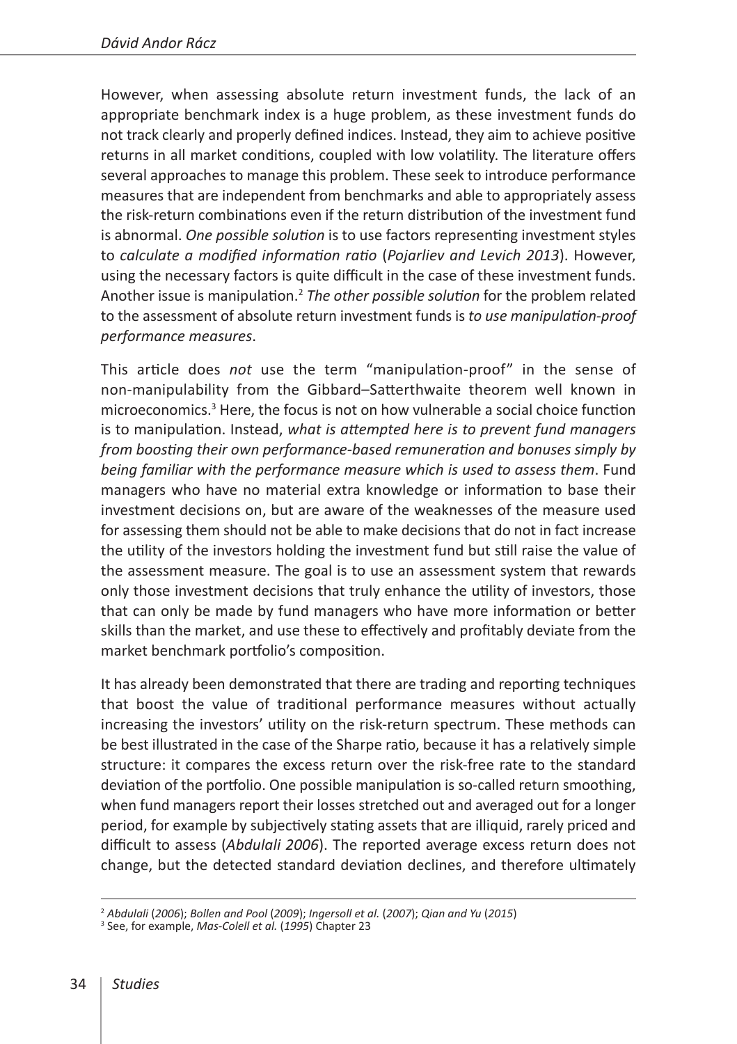However, when assessing absolute return investment funds, the lack of an appropriate benchmark index is a huge problem, as these investment funds do not track clearly and properly defined indices. Instead, they aim to achieve positive returns in all market conditions, coupled with low volatility. The literature offers several approaches to manage this problem. These seek to introduce performance measures that are independent from benchmarks and able to appropriately assess the risk-return combinations even if the return distribution of the investment fund is abnormal. *One possible solution* is to use factors representing investment styles to *calculate a modified information ratio* (*Pojarliev and Levich 2013*). However, using the necessary factors is quite difficult in the case of these investment funds. Another issue is manipulation.[2] *The other possible solution* for the problem related to the assessment of absolute return investment funds is *to use manipulation-proof performance measures*.

This article does *not* use the term "manipulation-proof" in the sense of non-manipulability from the Gibbard–Satterthwaite theorem well known in microeconomics.[3] Here, the focus is not on how vulnerable a social choice function is to manipulation. Instead, *what is attempted here is to prevent fund managers from boosting their own performance-based remuneration and bonuses simply by being familiar with the performance measure which is used to assess them*. Fund managers who have no material extra knowledge or information to base their investment decisions on, but are aware of the weaknesses of the measure used for assessing them should not be able to make decisions that do not in fact increase the utility of the investors holding the investment fund but still raise the value of the assessment measure. The goal is to use an assessment system that rewards only those investment decisions that truly enhance the utility of investors, those that can only be made by fund managers who have more information or better skills than the market, and use these to effectively and profitably deviate from the market benchmark portfolio's composition.

It has already been demonstrated that there are trading and reporting techniques that boost the value of traditional performance measures without actually increasing the investors' utility on the risk-return spectrum. These methods can be best illustrated in the case of the Sharpe ratio, because it has a relatively simple structure: it compares the excess return over the risk-free rate to the standard deviation of the portfolio. One possible manipulation is so-called return smoothing, when fund managers report their losses stretched out and averaged out for a longer period, for example by subjectively stating assets that are illiquid, rarely priced and difficult to assess (*Abdulali 2006*). The reported average excess return does not change, but the detected standard deviation declines, and therefore ultimately

---

[2] *Abdulali* (*2006*); *Bollen and Pool* (*2009*); *Ingersoll et al.* (*2007*); *Qian and Yu* (*2015*)

[3] See, for example, *Mas-Colell et al.* (*1995*) Chapter 23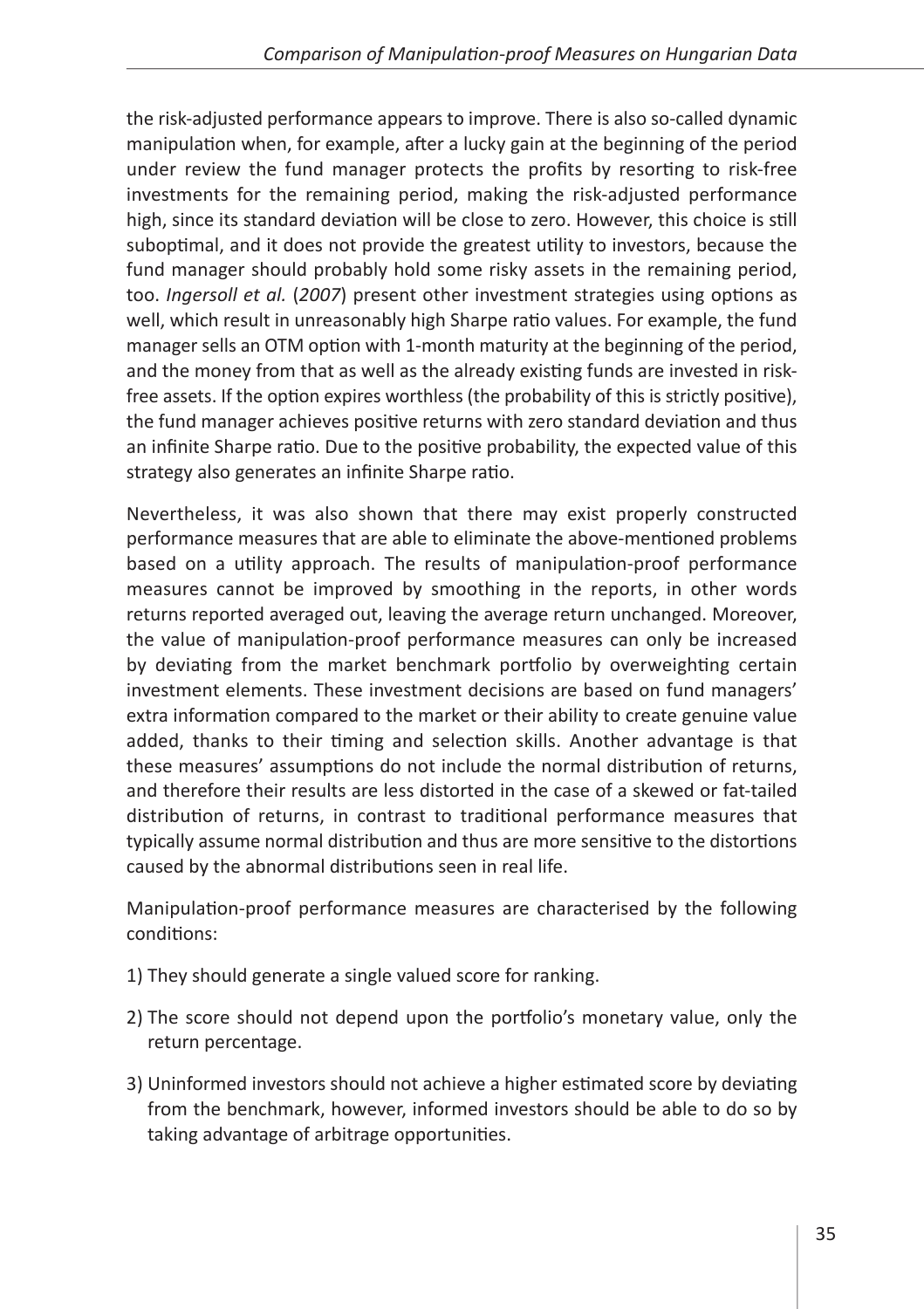the risk-adjusted performance appears to improve. There is also so-called dynamic manipulation when, for example, after a lucky gain at the beginning of the period under review the fund manager protects the profits by resorting to risk-free investments for the remaining period, making the risk-adjusted performance high, since its standard deviation will be close to zero. However, this choice is still suboptimal, and it does not provide the greatest utility to investors, because the fund manager should probably hold some risky assets in the remaining period, too. *Ingersoll et al.* (*2007*) present other investment strategies using options as well, which result in unreasonably high Sharpe ratio values. For example, the fund manager sells an OTM option with 1-month maturity at the beginning of the period, and the money from that as well as the already existing funds are invested in risk-free assets. If the option expires worthless (the probability of this is strictly positive), the fund manager achieves positive returns with zero standard deviation and thus an infinite Sharpe ratio. Due to the positive probability, the expected value of this strategy also generates an infinite Sharpe ratio.

Nevertheless, it was also shown that there may exist properly constructed performance measures that are able to eliminate the above-mentioned problems based on a utility approach. The results of manipulation-proof performance measures cannot be improved by smoothing in the reports, in other words returns reported averaged out, leaving the average return unchanged. Moreover, the value of manipulation-proof performance measures can only be increased by deviating from the market benchmark portfolio by overweighting certain investment elements. These investment decisions are based on fund managers' extra information compared to the market or their ability to create genuine value added, thanks to their timing and selection skills. Another advantage is that these measures' assumptions do not include the normal distribution of returns, and therefore their results are less distorted in the case of a skewed or fat-tailed distribution of returns, in contrast to traditional performance measures that typically assume normal distribution and thus are more sensitive to the distortions caused by the abnormal distributions seen in real life.

Manipulation-proof performance measures are characterised by the following conditions:

1) They should generate a single valued score for ranking.
2) The score should not depend upon the portfolio's monetary value, only the return percentage.
3) Uninformed investors should not achieve a higher estimated score by deviating from the benchmark, however, informed investors should be able to do so by taking advantage of arbitrage opportunities.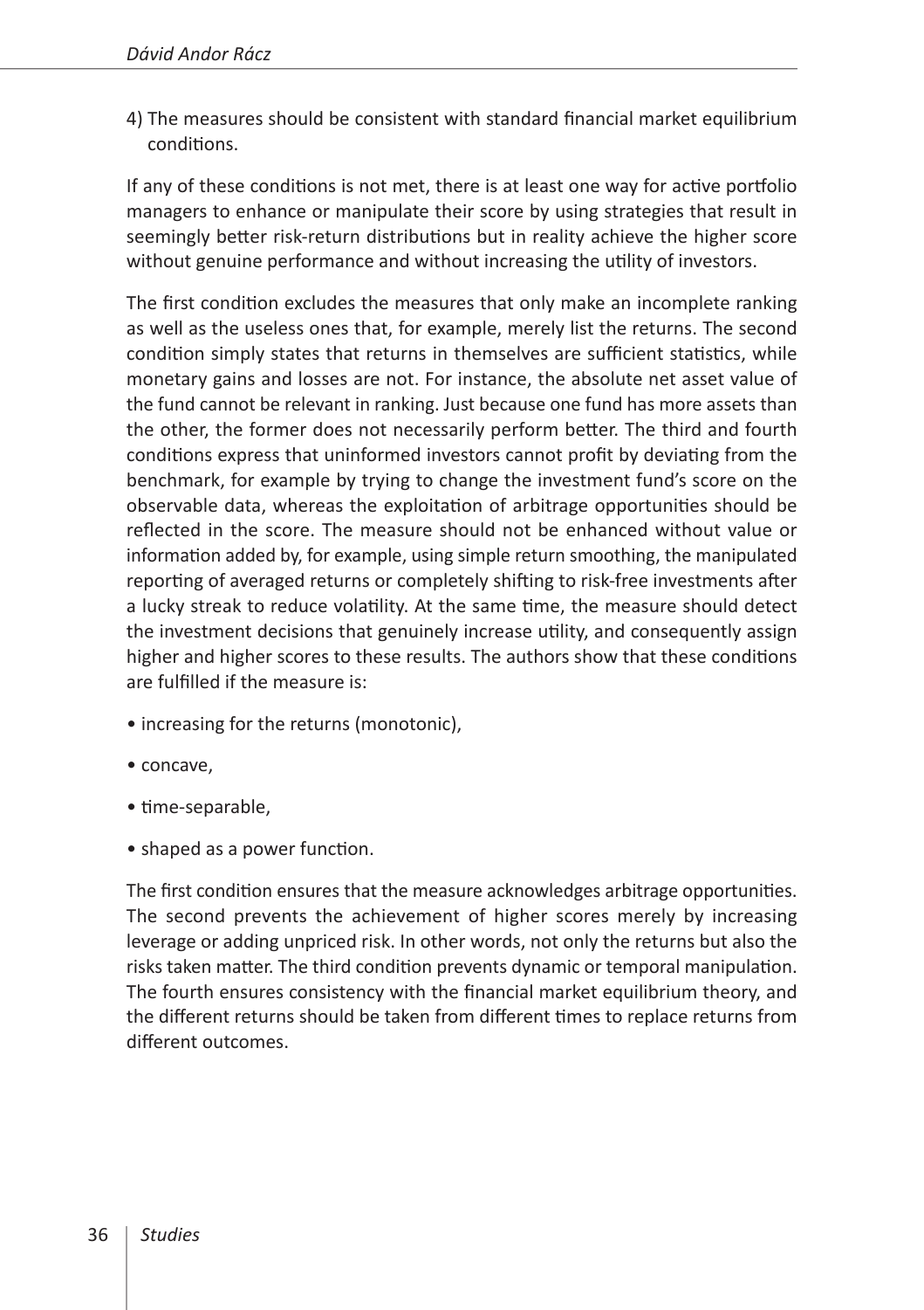4) The measures should be consistent with standard financial market equilibrium conditions.

If any of these conditions is not met, there is at least one way for active portfolio managers to enhance or manipulate their score by using strategies that result in seemingly better risk-return distributions but in reality achieve the higher score without genuine performance and without increasing the utility of investors.

The first condition excludes the measures that only make an incomplete ranking as well as the useless ones that, for example, merely list the returns. The second condition simply states that returns in themselves are sufficient statistics, while monetary gains and losses are not. For instance, the absolute net asset value of the fund cannot be relevant in ranking. Just because one fund has more assets than the other, the former does not necessarily perform better. The third and fourth conditions express that uninformed investors cannot profit by deviating from the benchmark, for example by trying to change the investment fund's score on the observable data, whereas the exploitation of arbitrage opportunities should be reflected in the score. The measure should not be enhanced without value or information added by, for example, using simple return smoothing, the manipulated reporting of averaged returns or completely shifting to risk-free investments after a lucky streak to reduce volatility. At the same time, the measure should detect the investment decisions that genuinely increase utility, and consequently assign higher and higher scores to these results. The authors show that these conditions are fulfilled if the measure is:

- increasing for the returns (monotonic),
- concave,
- time-separable,
- shaped as a power function.

The first condition ensures that the measure acknowledges arbitrage opportunities. The second prevents the achievement of higher scores merely by increasing leverage or adding unpriced risk. In other words, not only the returns but also the risks taken matter. The third condition prevents dynamic or temporal manipulation. The fourth ensures consistency with the financial market equilibrium theory, and the different returns should be taken from different times to replace returns from different outcomes.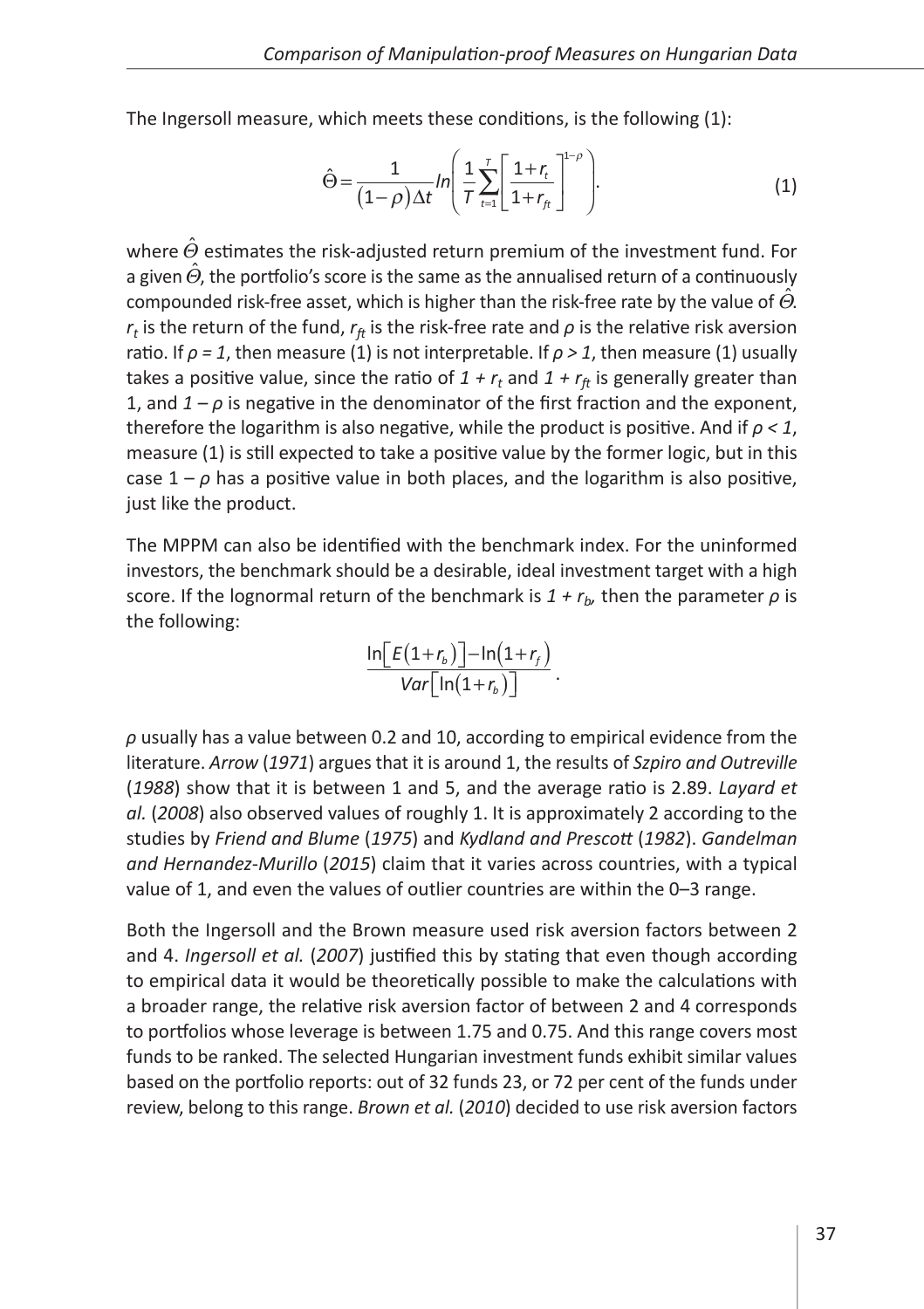The Ingersoll measure, which meets these conditions, is the following (1):

$$\hat{\Theta} = \frac{1}{(1-\rho)\Delta t} ln\left( \frac{1}{T} \sum_{t=1}^{T} \left[ \frac{1+r_t}{1+r_{ft}} \right]^{1-\rho} \right). \tag{1}$$

where $\hat{\Theta}$ estimates the risk-adjusted return premium of the investment fund. For a given $\hat{\Theta}$, the portfolio's score is the same as the annualised return of a continuously compounded risk-free asset, which is higher than the risk-free rate by the value of $\hat{\Theta}$. $r_t$ is the return of the fund, $r_{ft}$ is the risk-free rate and $\rho$ is the relative risk aversion ratio. If $\rho = 1$, then measure (1) is not interpretable. If $\rho > 1$, then measure (1) usually takes a positive value, since the ratio of $1 + r_t$ and $1 + r_{ft}$ is generally greater than 1, and $1 - \rho$ is negative in the denominator of the first fraction and the exponent, therefore the logarithm is also negative, while the product is positive. And if $\rho < 1$, measure (1) is still expected to take a positive value by the former logic, but in this case $1 - \rho$ has a positive value in both places, and the logarithm is also positive, just like the product.

The MPPM can also be identified with the benchmark index. For the uninformed investors, the benchmark should be a desirable, ideal investment target with a high score. If the lognormal return of the benchmark is $1 + r_b$, then the parameter $\rho$ is the following:

$$\frac{\ln\left[E(1+r_b)\right] - \ln(1+r_f)}{Var\left[\ln(1+r_b)\right]}.$$

$\rho$ usually has a value between 0.2 and 10, according to empirical evidence from the literature. *Arrow* (*1971*) argues that it is around 1, the results of *Szpiro and Outreville* (*1988*) show that it is between 1 and 5, and the average ratio is 2.89. *Layard et al.* (*2008*) also observed values of roughly 1. It is approximately 2 according to the studies by *Friend and Blume* (*1975*) and *Kydland and Prescott* (*1982*). *Gandelman and Hernandez-Murillo* (*2015*) claim that it varies across countries, with a typical value of 1, and even the values of outlier countries are within the 0–3 range.

Both the Ingersoll and the Brown measure used risk aversion factors between 2 and 4. *Ingersoll et al.* (*2007*) justified this by stating that even though according to empirical data it would be theoretically possible to make the calculations with a broader range, the relative risk aversion factor of between 2 and 4 corresponds to portfolios whose leverage is between 1.75 and 0.75. And this range covers most funds to be ranked. The selected Hungarian investment funds exhibit similar values based on the portfolio reports: out of 32 funds 23, or 72 per cent of the funds under review, belong to this range. *Brown et al.* (*2010*) decided to use risk aversion factors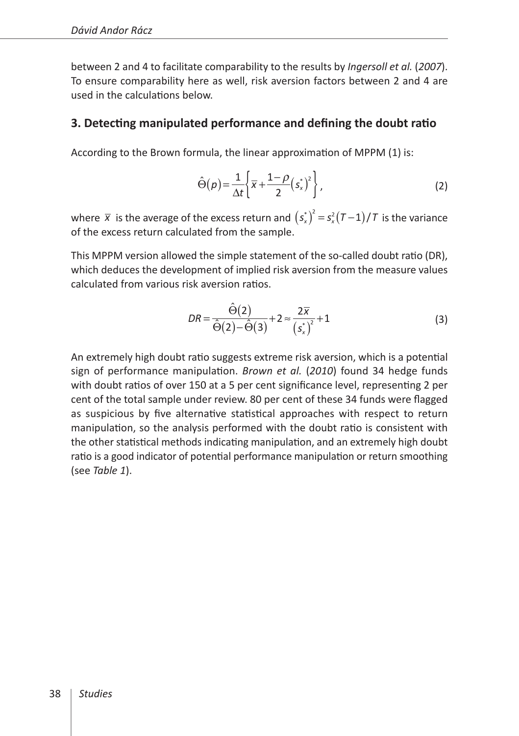between 2 and 4 to facilitate comparability to the results by *Ingersoll et al.* (*2007*). To ensure comparability here as well, risk aversion factors between 2 and 4 are used in the calculations below.

## 3. Detecting manipulated performance and defining the doubt ratio

According to the Brown formula, the linear approximation of MPPM (1) is:

$$\hat{\Theta}(p) = \frac{1}{\Delta t}\left\{\bar{x} + \frac{1-\rho}{2}\left(s_x^*\right)^2\right\}, \tag{2}$$

where $\bar{x}$ is the average of the excess return and $\left(s_x^*\right)^2 = s_x^2\left(T-1\right)/T$ is the variance of the excess return calculated from the sample.

This MPPM version allowed the simple statement of the so-called doubt ratio (DR), which deduces the development of implied risk aversion from the measure values calculated from various risk aversion ratios.

$$DR = \frac{\hat{\Theta}(2)}{\hat{\Theta}(2) - \hat{\Theta}(3)} + 2 \approx \frac{2\bar{x}}{\left(s_x^*\right)^2} + 1 \tag{3}$$

An extremely high doubt ratio suggests extreme risk aversion, which is a potential sign of performance manipulation. *Brown et al.* (*2010*) found 34 hedge funds with doubt ratios of over 150 at a 5 per cent significance level, representing 2 per cent of the total sample under review. 80 per cent of these 34 funds were flagged as suspicious by five alternative statistical approaches with respect to return manipulation, so the analysis performed with the doubt ratio is consistent with the other statistical methods indicating manipulation, and an extremely high doubt ratio is a good indicator of potential performance manipulation or return smoothing (see *Table 1*).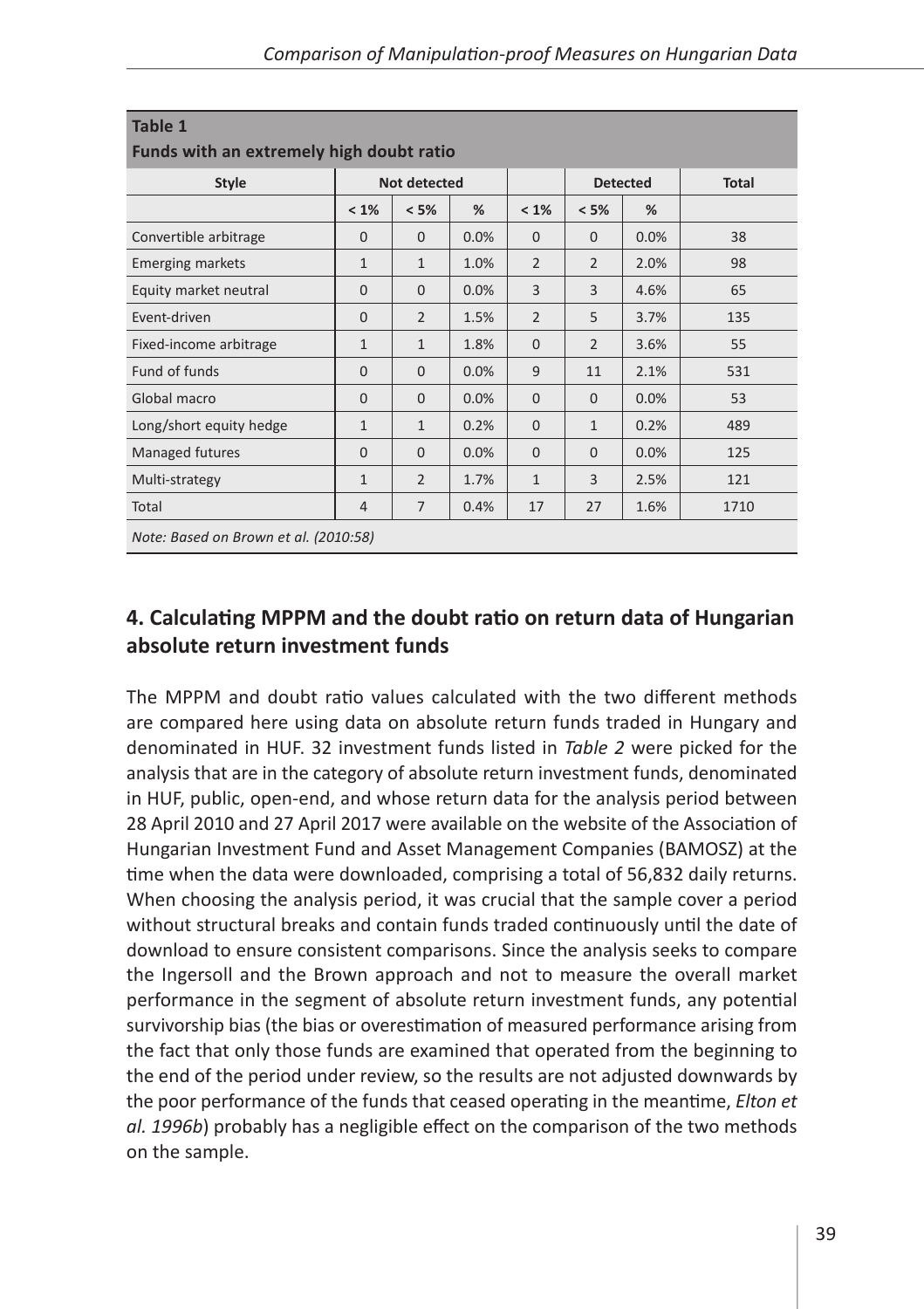**Table 1**
**Funds with an extremely high doubt ratio**

| Style | Not detected | | | | Detected | | Total |
|---|---|---|---|---|---|---|---|
| | < 1% | < 5% | % | < 1% | < 5% | % | |
| Convertible arbitrage | 0 | 0 | 0.0% | 0 | 0 | 0.0% | 38 |
| Emerging markets | 1 | 1 | 1.0% | 2 | 2 | 2.0% | 98 |
| Equity market neutral | 0 | 0 | 0.0% | 3 | 3 | 4.6% | 65 |
| Event-driven | 0 | 2 | 1.5% | 2 | 5 | 3.7% | 135 |
| Fixed-income arbitrage | 1 | 1 | 1.8% | 0 | 2 | 3.6% | 55 |
| Fund of funds | 0 | 0 | 0.0% | 9 | 11 | 2.1% | 531 |
| Global macro | 0 | 0 | 0.0% | 0 | 0 | 0.0% | 53 |
| Long/short equity hedge | 1 | 1 | 0.2% | 0 | 1 | 0.2% | 489 |
| Managed futures | 0 | 0 | 0.0% | 0 | 0 | 0.0% | 125 |
| Multi-strategy | 1 | 2 | 1.7% | 1 | 3 | 2.5% | 121 |
| Total | 4 | 7 | 0.4% | 17 | 27 | 1.6% | 1710 |

*Note: Based on Brown et al. (2010:58)*

## 4. Calculating MPPM and the doubt ratio on return data of Hungarian absolute return investment funds

The MPPM and doubt ratio values calculated with the two different methods are compared here using data on absolute return funds traded in Hungary and denominated in HUF. 32 investment funds listed in *Table 2* were picked for the analysis that are in the category of absolute return investment funds, denominated in HUF, public, open-end, and whose return data for the analysis period between 28 April 2010 and 27 April 2017 were available on the website of the Association of Hungarian Investment Fund and Asset Management Companies (BAMOSZ) at the time when the data were downloaded, comprising a total of 56,832 daily returns. When choosing the analysis period, it was crucial that the sample cover a period without structural breaks and contain funds traded continuously until the date of download to ensure consistent comparisons. Since the analysis seeks to compare the Ingersoll and the Brown approach and not to measure the overall market performance in the segment of absolute return investment funds, any potential survivorship bias (the bias or overestimation of measured performance arising from the fact that only those funds are examined that operated from the beginning to the end of the period under review, so the results are not adjusted downwards by the poor performance of the funds that ceased operating in the meantime, *Elton et al. 1996b*) probably has a negligible effect on the comparison of the two methods on the sample.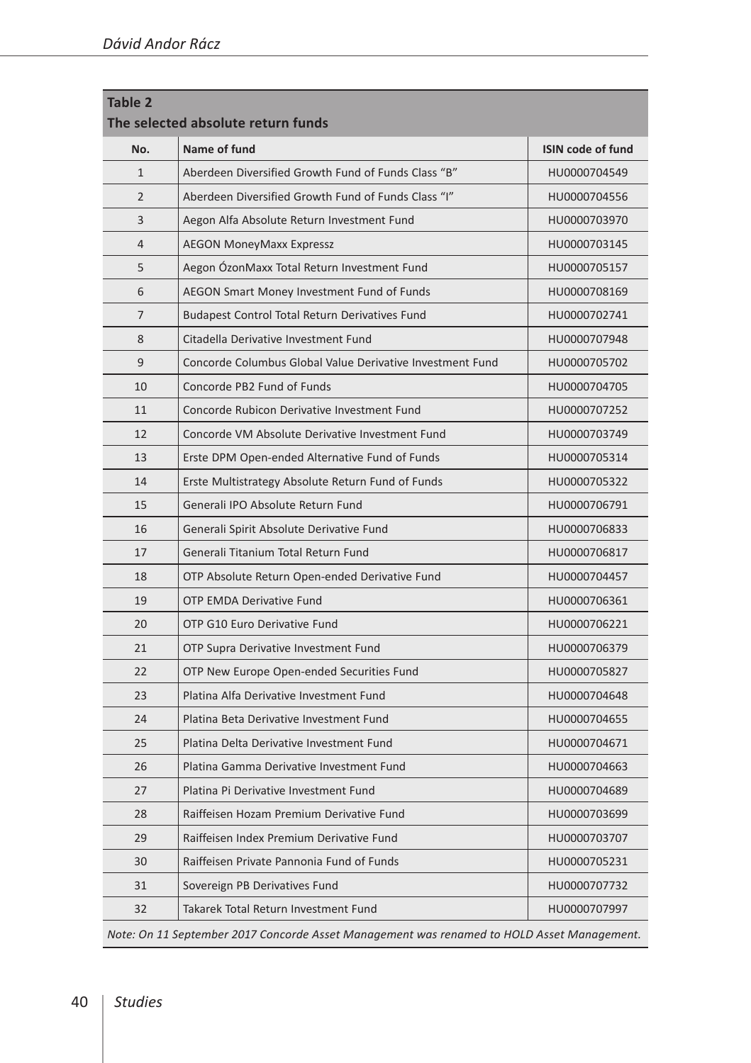**Table 2**
**The selected absolute return funds**

| No. | Name of fund | ISIN code of fund |
|---|---|---|
| 1 | Aberdeen Diversified Growth Fund of Funds Class "B" | HU0000704549 |
| 2 | Aberdeen Diversified Growth Fund of Funds Class "I" | HU0000704556 |
| 3 | Aegon Alfa Absolute Return Investment Fund | HU0000703970 |
| 4 | AEGON MoneyMaxx Expressz | HU0000703145 |
| 5 | Aegon ÓzonMaxx Total Return Investment Fund | HU0000705157 |
| 6 | AEGON Smart Money Investment Fund of Funds | HU0000708169 |
| 7 | Budapest Control Total Return Derivatives Fund | HU0000702741 |
| 8 | Citadella Derivative Investment Fund | HU0000707948 |
| 9 | Concorde Columbus Global Value Derivative Investment Fund | HU0000705702 |
| 10 | Concorde PB2 Fund of Funds | HU0000704705 |
| 11 | Concorde Rubicon Derivative Investment Fund | HU0000707252 |
| 12 | Concorde VM Absolute Derivative Investment Fund | HU0000703749 |
| 13 | Erste DPM Open-ended Alternative Fund of Funds | HU0000705314 |
| 14 | Erste Multistrategy Absolute Return Fund of Funds | HU0000705322 |
| 15 | Generali IPO Absolute Return Fund | HU0000706791 |
| 16 | Generali Spirit Absolute Derivative Fund | HU0000706833 |
| 17 | Generali Titanium Total Return Fund | HU0000706817 |
| 18 | OTP Absolute Return Open-ended Derivative Fund | HU0000704457 |
| 19 | OTP EMDA Derivative Fund | HU0000706361 |
| 20 | OTP G10 Euro Derivative Fund | HU0000706221 |
| 21 | OTP Supra Derivative Investment Fund | HU0000706379 |
| 22 | OTP New Europe Open-ended Securities Fund | HU0000705827 |
| 23 | Platina Alfa Derivative Investment Fund | HU0000704648 |
| 24 | Platina Beta Derivative Investment Fund | HU0000704655 |
| 25 | Platina Delta Derivative Investment Fund | HU0000704671 |
| 26 | Platina Gamma Derivative Investment Fund | HU0000704663 |
| 27 | Platina Pi Derivative Investment Fund | HU0000704689 |
| 28 | Raiffeisen Hozam Premium Derivative Fund | HU0000703699 |
| 29 | Raiffeisen Index Premium Derivative Fund | HU0000703707 |
| 30 | Raiffeisen Private Pannonia Fund of Funds | HU0000705231 |
| 31 | Sovereign PB Derivatives Fund | HU0000707732 |
| 32 | Takarek Total Return Investment Fund | HU0000707997 |

*Note: On 11 September 2017 Concorde Asset Management was renamed to HOLD Asset Management.*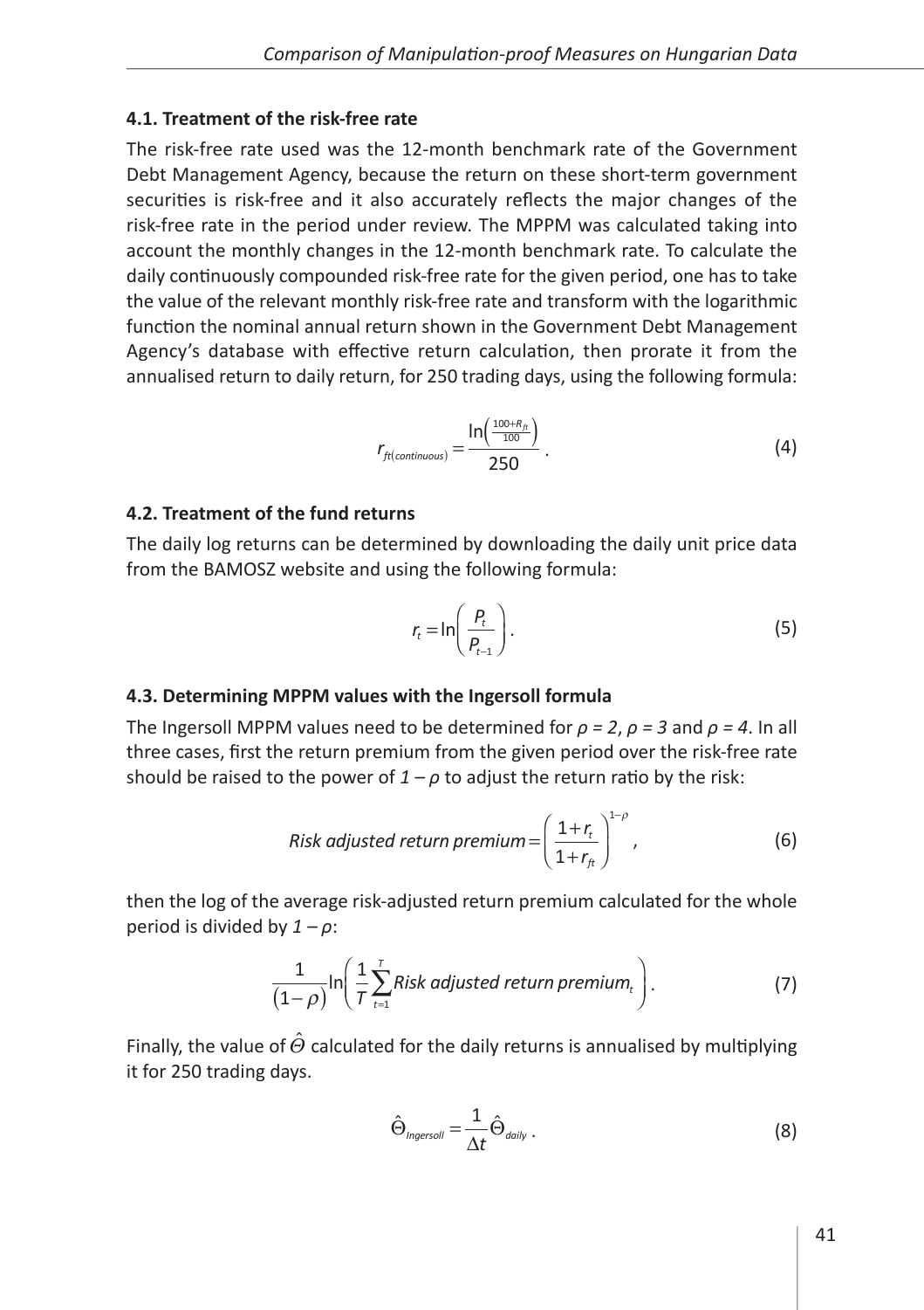### 4.1. Treatment of the risk-free rate

The risk-free rate used was the 12-month benchmark rate of the Government Debt Management Agency, because the return on these short-term government securities is risk-free and it also accurately reflects the major changes of the risk-free rate in the period under review. The MPPM was calculated taking into account the monthly changes in the 12-month benchmark rate. To calculate the daily continuously compounded risk-free rate for the given period, one has to take the value of the relevant monthly risk-free rate and transform with the logarithmic function the nominal annual return shown in the Government Debt Management Agency's database with effective return calculation, then prorate it from the annualised return to daily return, for 250 trading days, using the following formula:

$$r_{ft(continuous)} = \frac{\ln\left(\frac{100+R_{ft}}{100}\right)}{250}. \tag{4}$$

### 4.2. Treatment of the fund returns

The daily log returns can be determined by downloading the daily unit price data from the BAMOSZ website and using the following formula:

$$r_t = \ln\left(\frac{P_t}{P_{t-1}}\right). \tag{5}$$

### 4.3. Determining MPPM values with the Ingersoll formula

The Ingersoll MPPM values need to be determined for $\rho = 2$, $\rho = 3$ and $\rho = 4$. In all three cases, first the return premium from the given period over the risk-free rate should be raised to the power of $1 - \rho$ to adjust the return ratio by the risk:

$$Risk\ adjusted\ return\ premium = \left(\frac{1+r_t}{1+r_{ft}}\right)^{1-\rho}, \tag{6}$$

then the log of the average risk-adjusted return premium calculated for the whole period is divided by $1 - \rho$:

$$\frac{1}{(1-\rho)}\ln\left(\frac{1}{T}\sum_{t=1}^{T} Risk\ adjusted\ return\ premium_t\right). \tag{7}$$

Finally, the value of $\hat{\Theta}$ calculated for the daily returns is annualised by multiplying it for 250 trading days.

$$\hat{\Theta}_{Ingersoll} = \frac{1}{\Delta t}\hat{\Theta}_{daily}. \tag{8}$$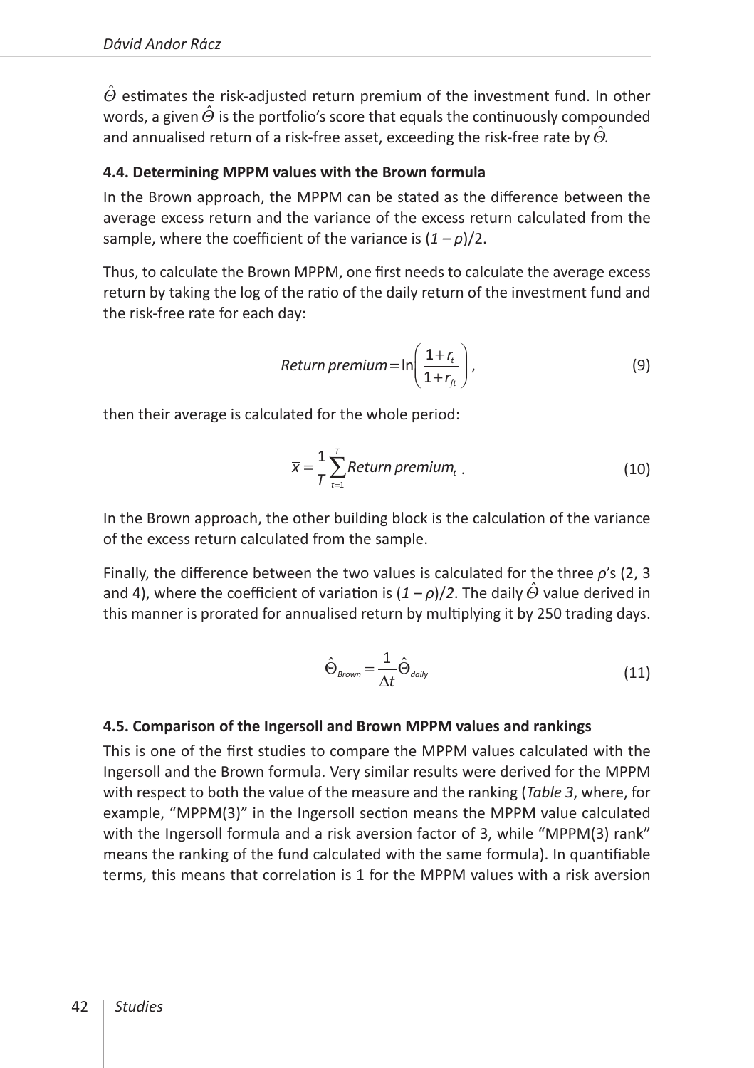$\hat{\Theta}$ estimates the risk-adjusted return premium of the investment fund. In other words, a given $\hat{\Theta}$ is the portfolio's score that equals the continuously compounded and annualised return of a risk-free asset, exceeding the risk-free rate by $\hat{\Theta}$.

### 4.4. Determining MPPM values with the Brown formula

In the Brown approach, the MPPM can be stated as the difference between the average excess return and the variance of the excess return calculated from the sample, where the coefficient of the variance is $(1 - \rho)/2$.

Thus, to calculate the Brown MPPM, one first needs to calculate the average excess return by taking the log of the ratio of the daily return of the investment fund and the risk-free rate for each day:

$$Return\ premium = \ln\left(\frac{1+r_t}{1+r_{ft}}\right), \tag{9}$$

then their average is calculated for the whole period:

$$\overline{x} = \frac{1}{T}\sum_{t=1}^{T} Return\ premium_t\ . \tag{10}$$

In the Brown approach, the other building block is the calculation of the variance of the excess return calculated from the sample.

Finally, the difference between the two values is calculated for the three $\rho$'s (2, 3 and 4), where the coefficient of variation is $(1 - \rho)/2$. The daily $\hat{\Theta}$ value derived in this manner is prorated for annualised return by multiplying it by 250 trading days.

$$\hat{\Theta}_{Brown} = \frac{1}{\Delta t}\hat{\Theta}_{daily} \tag{11}$$

### 4.5. Comparison of the Ingersoll and Brown MPPM values and rankings

This is one of the first studies to compare the MPPM values calculated with the Ingersoll and the Brown formula. Very similar results were derived for the MPPM with respect to both the value of the measure and the ranking (*Table 3*, where, for example, "MPPM(3)" in the Ingersoll section means the MPPM value calculated with the Ingersoll formula and a risk aversion factor of 3, while "MPPM(3) rank" means the ranking of the fund calculated with the same formula). In quantifiable terms, this means that correlation is 1 for the MPPM values with a risk aversion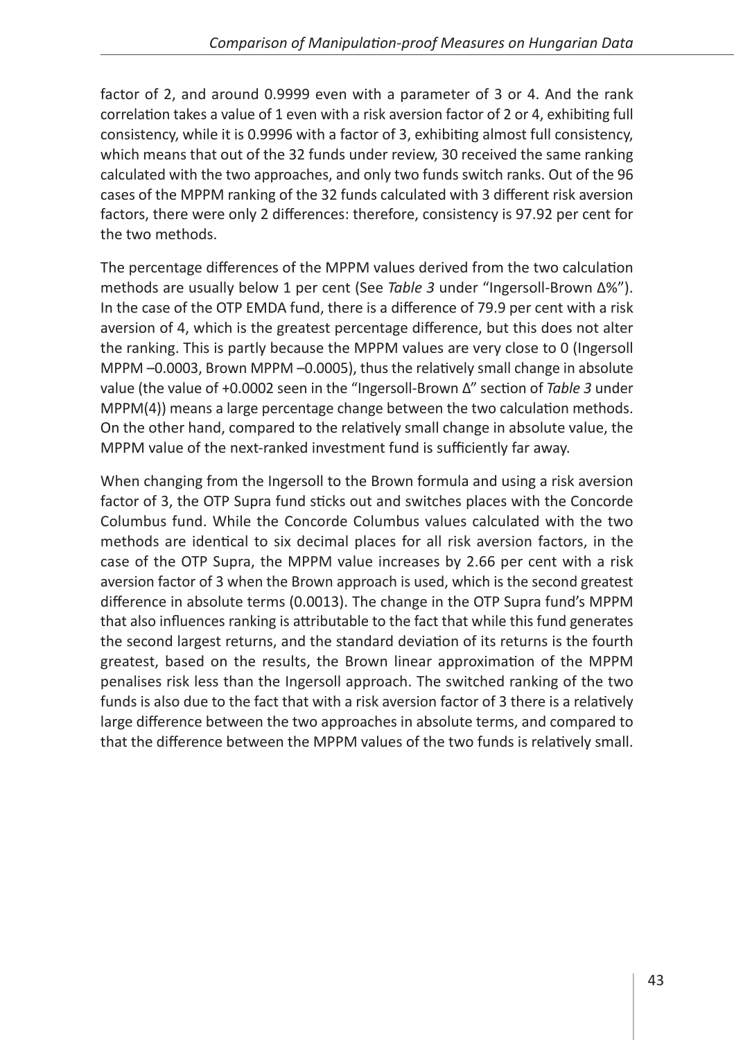factor of 2, and around 0.9999 even with a parameter of 3 or 4. And the rank correlation takes a value of 1 even with a risk aversion factor of 2 or 4, exhibiting full consistency, while it is 0.9996 with a factor of 3, exhibiting almost full consistency, which means that out of the 32 funds under review, 30 received the same ranking calculated with the two approaches, and only two funds switch ranks. Out of the 96 cases of the MPPM ranking of the 32 funds calculated with 3 different risk aversion factors, there were only 2 differences: therefore, consistency is 97.92 per cent for the two methods.

The percentage differences of the MPPM values derived from the two calculation methods are usually below 1 per cent (See *Table 3* under "Ingersoll-Brown Δ%"). In the case of the OTP EMDA fund, there is a difference of 79.9 per cent with a risk aversion of 4, which is the greatest percentage difference, but this does not alter the ranking. This is partly because the MPPM values are very close to 0 (Ingersoll MPPM –0.0003, Brown MPPM –0.0005), thus the relatively small change in absolute value (the value of +0.0002 seen in the "Ingersoll-Brown Δ" section of *Table 3* under MPPM(4)) means a large percentage change between the two calculation methods. On the other hand, compared to the relatively small change in absolute value, the MPPM value of the next-ranked investment fund is sufficiently far away.

When changing from the Ingersoll to the Brown formula and using a risk aversion factor of 3, the OTP Supra fund sticks out and switches places with the Concorde Columbus fund. While the Concorde Columbus values calculated with the two methods are identical to six decimal places for all risk aversion factors, in the case of the OTP Supra, the MPPM value increases by 2.66 per cent with a risk aversion factor of 3 when the Brown approach is used, which is the second greatest difference in absolute terms (0.0013). The change in the OTP Supra fund's MPPM that also influences ranking is attributable to the fact that while this fund generates the second largest returns, and the standard deviation of its returns is the fourth greatest, based on the results, the Brown linear approximation of the MPPM penalises risk less than the Ingersoll approach. The switched ranking of the two funds is also due to the fact that with a risk aversion factor of 3 there is a relatively large difference between the two approaches in absolute terms, and compared to that the difference between the MPPM values of the two funds is relatively small.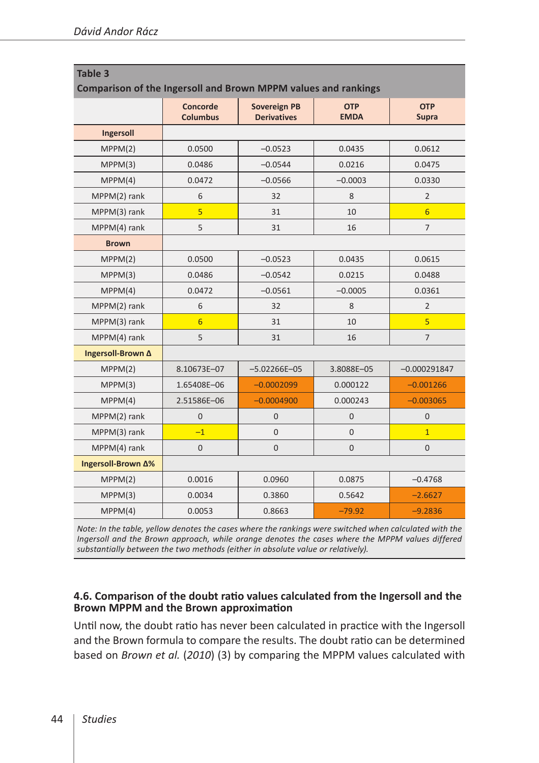**Table 3**
**Comparison of the Ingersoll and Brown MPPM values and rankings**

| | Concorde Columbus | Sovereign PB Derivatives | OTP EMDA | OTP Supra |
|---|---|---|---|---|
| **Ingersoll** | | | | |
| MPPM(2) | 0.0500 | –0.0523 | 0.0435 | 0.0612 |
| MPPM(3) | 0.0486 | –0.0544 | 0.0216 | 0.0475 |
| MPPM(4) | 0.0472 | –0.0566 | –0.0003 | 0.0330 |
| MPPM(2) rank | 6 | 32 | 8 | 2 |
| MPPM(3) rank | 5 | 31 | 10 | 6 |
| MPPM(4) rank | 5 | 31 | 16 | 7 |
| **Brown** | | | | |
| MPPM(2) | 0.0500 | –0.0523 | 0.0435 | 0.0615 |
| MPPM(3) | 0.0486 | –0.0542 | 0.0215 | 0.0488 |
| MPPM(4) | 0.0472 | –0.0561 | –0.0005 | 0.0361 |
| MPPM(2) rank | 6 | 32 | 8 | 2 |
| MPPM(3) rank | 6 | 31 | 10 | 5 |
| MPPM(4) rank | 5 | 31 | 16 | 7 |
| **Ingersoll-Brown Δ** | | | | |
| MPPM(2) | 8.10673E–07 | –5.02266E–05 | 3.8088E–05 | –0.000291847 |
| MPPM(3) | 1.65408E–06 | –0.0002099 | 0.000122 | –0.001266 |
| MPPM(4) | 2.51586E–06 | –0.0004900 | 0.000243 | –0.003065 |
| MPPM(2) rank | 0 | 0 | 0 | 0 |
| MPPM(3) rank | –1 | 0 | 0 | 1 |
| MPPM(4) rank | 0 | 0 | 0 | 0 |
| **Ingersoll-Brown Δ%** | | | | |
| MPPM(2) | 0.0016 | 0.0960 | 0.0875 | –0.4768 |
| MPPM(3) | 0.0034 | 0.3860 | 0.5642 | –2.6627 |
| MPPM(4) | 0.0053 | 0.8663 | –79.92 | –9.2836 |

*Note: In the table, yellow denotes the cases where the rankings were switched when calculated with the Ingersoll and the Brown approach, while orange denotes the cases where the MPPM values differed substantially between the two methods (either in absolute value or relatively).*

### 4.6. Comparison of the doubt ratio values calculated from the Ingersoll and the Brown MPPM and the Brown approximation

Until now, the doubt ratio has never been calculated in practice with the Ingersoll and the Brown formula to compare the results. The doubt ratio can be determined based on *Brown et al.* (*2010*) (3) by comparing the MPPM values calculated with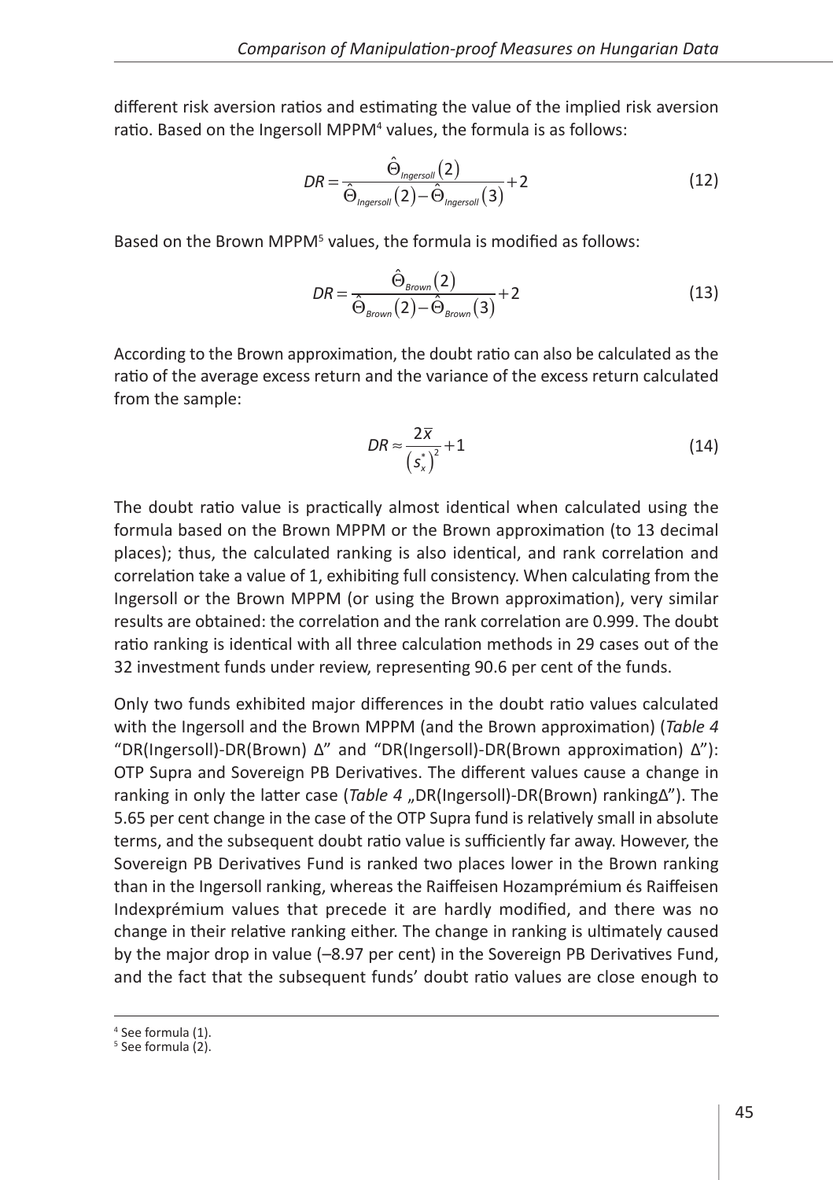different risk aversion ratios and estimating the value of the implied risk aversion ratio. Based on the Ingersoll MPPM[4] values, the formula is as follows:

$$DR = \frac{\hat{\Theta}_{Ingersoll}(2)}{\hat{\Theta}_{Ingersoll}(2) - \hat{\Theta}_{Ingersoll}(3)} + 2 \tag{12}$$

Based on the Brown MPPM[5] values, the formula is modified as follows:

$$DR = \frac{\hat{\Theta}_{Brown}(2)}{\hat{\Theta}_{Brown}(2) - \hat{\Theta}_{Brown}(3)} + 2 \tag{13}$$

According to the Brown approximation, the doubt ratio can also be calculated as the ratio of the average excess return and the variance of the excess return calculated from the sample:

$$DR \approx \frac{2\overline{x}}{\left(s_x^*\right)^2} + 1 \tag{14}$$

The doubt ratio value is practically almost identical when calculated using the formula based on the Brown MPPM or the Brown approximation (to 13 decimal places); thus, the calculated ranking is also identical, and rank correlation and correlation take a value of 1, exhibiting full consistency. When calculating from the Ingersoll or the Brown MPPM (or using the Brown approximation), very similar results are obtained: the correlation and the rank correlation are 0.999. The doubt ratio ranking is identical with all three calculation methods in 29 cases out of the 32 investment funds under review, representing 90.6 per cent of the funds.

Only two funds exhibited major differences in the doubt ratio values calculated with the Ingersoll and the Brown MPPM (and the Brown approximation) (*Table 4* "DR(Ingersoll)-DR(Brown) Δ" and "DR(Ingersoll)-DR(Brown approximation) Δ"): OTP Supra and Sovereign PB Derivatives. The different values cause a change in ranking in only the latter case (*Table 4* „DR(Ingersoll)-DR(Brown) rankingΔ"). The 5.65 per cent change in the case of the OTP Supra fund is relatively small in absolute terms, and the subsequent doubt ratio value is sufficiently far away. However, the Sovereign PB Derivatives Fund is ranked two places lower in the Brown ranking than in the Ingersoll ranking, whereas the Raiffeisen Hozamprémium és Raiffeisen Indexprémium values that precede it are hardly modified, and there was no change in their relative ranking either. The change in ranking is ultimately caused by the major drop in value (–8.97 per cent) in the Sovereign PB Derivatives Fund, and the fact that the subsequent funds' doubt ratio values are close enough to

[4] See formula (1).

[5] See formula (2).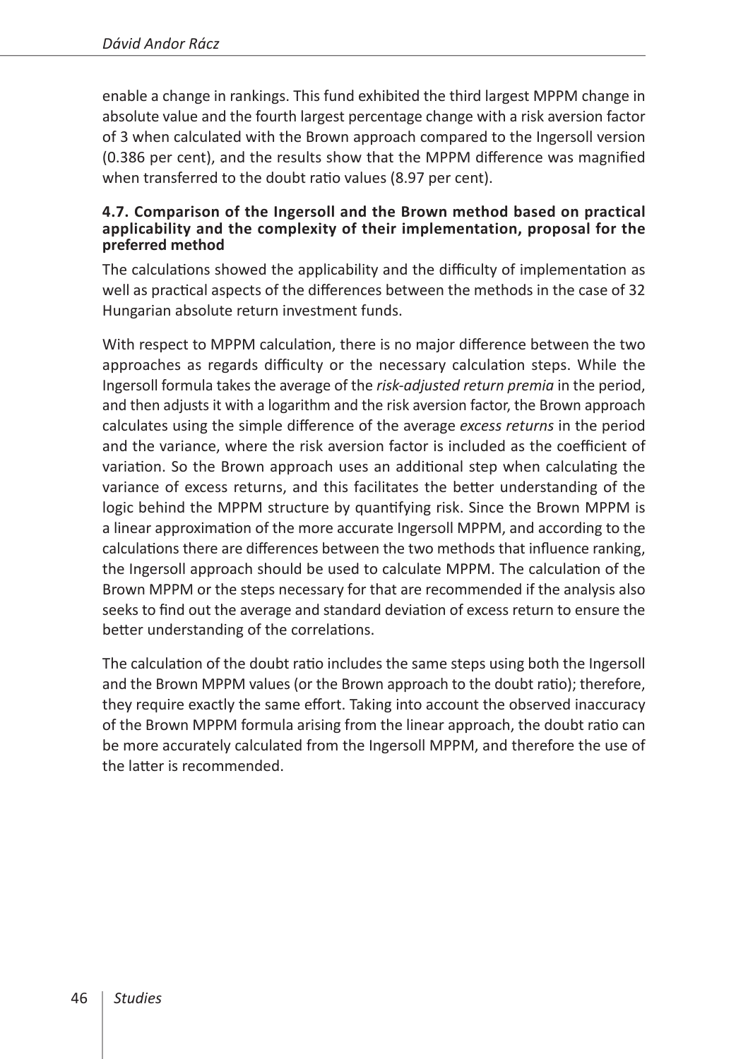enable a change in rankings. This fund exhibited the third largest MPPM change in absolute value and the fourth largest percentage change with a risk aversion factor of 3 when calculated with the Brown approach compared to the Ingersoll version (0.386 per cent), and the results show that the MPPM difference was magnified when transferred to the doubt ratio values (8.97 per cent).

### 4.7. Comparison of the Ingersoll and the Brown method based on practical applicability and the complexity of their implementation, proposal for the preferred method

The calculations showed the applicability and the difficulty of implementation as well as practical aspects of the differences between the methods in the case of 32 Hungarian absolute return investment funds.

With respect to MPPM calculation, there is no major difference between the two approaches as regards difficulty or the necessary calculation steps. While the Ingersoll formula takes the average of the *risk-adjusted return premia* in the period, and then adjusts it with a logarithm and the risk aversion factor, the Brown approach calculates using the simple difference of the average *excess returns* in the period and the variance, where the risk aversion factor is included as the coefficient of variation. So the Brown approach uses an additional step when calculating the variance of excess returns, and this facilitates the better understanding of the logic behind the MPPM structure by quantifying risk. Since the Brown MPPM is a linear approximation of the more accurate Ingersoll MPPM, and according to the calculations there are differences between the two methods that influence ranking, the Ingersoll approach should be used to calculate MPPM. The calculation of the Brown MPPM or the steps necessary for that are recommended if the analysis also seeks to find out the average and standard deviation of excess return to ensure the better understanding of the correlations.

The calculation of the doubt ratio includes the same steps using both the Ingersoll and the Brown MPPM values (or the Brown approach to the doubt ratio); therefore, they require exactly the same effort. Taking into account the observed inaccuracy of the Brown MPPM formula arising from the linear approach, the doubt ratio can be more accurately calculated from the Ingersoll MPPM, and therefore the use of the latter is recommended.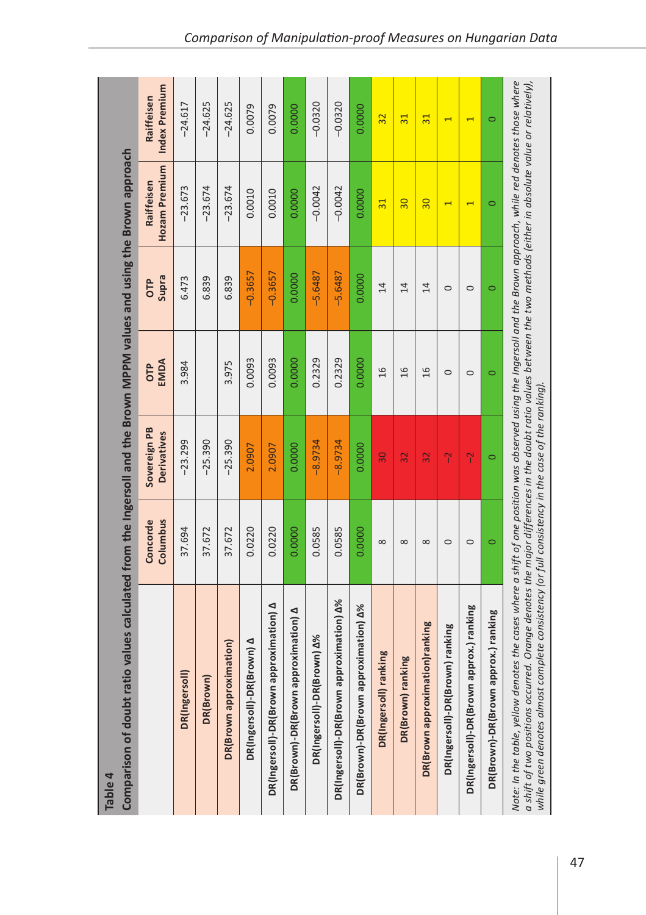**Table 4**

**Comparison of doubt ratio values calculated from the Ingersoll and the Brown MPPM values and using the Brown approach**

| | Concorde Columbus | Sovereign PB Derivatives | OTP EMDA | OTP Supra | Raiffeisen Hozam Premium | Raiffeisen Index Premium |
|---|---|---|---|---|---|---|
| DR(Ingersoll) | 37.694 | –23.299 | 3.984 | 6.473 | –23.673 | –24.617 |
| DR(Brown) | 37.672 | –25.390 | | 6.839 | –23.674 | –24.625 |
| DR(Brown approximation) | 37.672 | –25.390 | 3.975 | 6.839 | –23.674 | –24.625 |
| DR(Ingersoll)-DR(Brown) Δ | 0.0220 | 2.0907 | 0.0093 | –0.3657 | 0.0010 | 0.0079 |
| DR(Ingersoll)-DR(Brown approximation) Δ | 0.0220 | 2.0907 | 0.0093 | –0.3657 | 0.0010 | 0.0079 |
| DR(Brown)-DR(Brown approximation) Δ | 0.0000 | 0.0000 | 0.0000 | 0.0000 | 0.0000 | 0.0000 |
| DR(Ingersoll)-DR(Brown) Δ% | 0.0585 | –8.9734 | 0.2329 | –5.6487 | –0.0042 | –0.0320 |
| DR(Ingersoll)-DR(Brown approximation) Δ% | 0.0585 | –8.9734 | 0.2329 | –5.6487 | –0.0042 | –0.0320 |
| DR(Brown)-DR(Brown approximation) Δ% | 0.0000 | 0.0000 | 0.0000 | 0.0000 | 0.0000 | 0.0000 |
| DR(Ingersoll) ranking | 8 | 30 | 16 | 14 | 31 | 32 |
| DR(Brown) ranking | 8 | 32 | 16 | 14 | 30 | 31 |
| DR(Brown approximation)ranking | 8 | 32 | 16 | 14 | 30 | 31 |
| DR(Ingersoll)-DR(Brown) ranking | 0 | –2 | 0 | 0 | 1 | 1 |
| DR(Ingersoll)-DR(Brown approx.) ranking | 0 | –2 | 0 | 0 | 1 | 1 |
| DR(Brown)-DR(Brown approx.) ranking | 0 | 0 | 0 | 0 | 0 | 0 |

*Note: In the table, yellow denotes the cases where a shift of one position was observed using the Ingersoll and the Brown approach, while red denotes those where a shift of two positions occurred. Orange denotes the major differences in the doubt ratio values between the two methods (either in absolute value or relatively), while green denotes almost complete consistency (or full consistency in the case of the ranking).*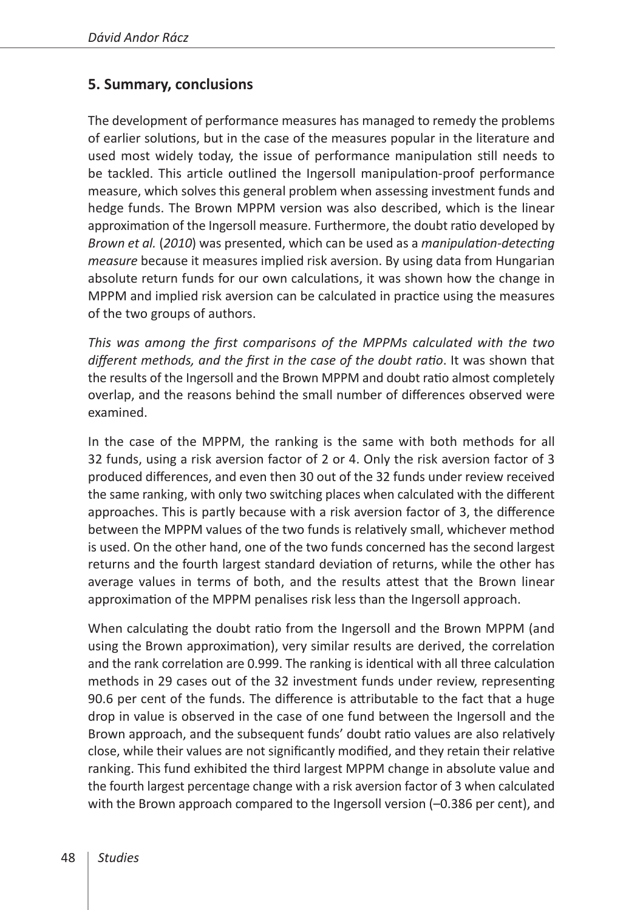## 5. Summary, conclusions

The development of performance measures has managed to remedy the problems of earlier solutions, but in the case of the measures popular in the literature and used most widely today, the issue of performance manipulation still needs to be tackled. This article outlined the Ingersoll manipulation-proof performance measure, which solves this general problem when assessing investment funds and hedge funds. The Brown MPPM version was also described, which is the linear approximation of the Ingersoll measure. Furthermore, the doubt ratio developed by *Brown et al.* (*2010*) was presented, which can be used as a *manipulation-detecting measure* because it measures implied risk aversion. By using data from Hungarian absolute return funds for our own calculations, it was shown how the change in MPPM and implied risk aversion can be calculated in practice using the measures of the two groups of authors.

*This was among the first comparisons of the MPPMs calculated with the two different methods, and the first in the case of the doubt ratio*. It was shown that the results of the Ingersoll and the Brown MPPM and doubt ratio almost completely overlap, and the reasons behind the small number of differences observed were examined.

In the case of the MPPM, the ranking is the same with both methods for all 32 funds, using a risk aversion factor of 2 or 4. Only the risk aversion factor of 3 produced differences, and even then 30 out of the 32 funds under review received the same ranking, with only two switching places when calculated with the different approaches. This is partly because with a risk aversion factor of 3, the difference between the MPPM values of the two funds is relatively small, whichever method is used. On the other hand, one of the two funds concerned has the second largest returns and the fourth largest standard deviation of returns, while the other has average values in terms of both, and the results attest that the Brown linear approximation of the MPPM penalises risk less than the Ingersoll approach.

When calculating the doubt ratio from the Ingersoll and the Brown MPPM (and using the Brown approximation), very similar results are derived, the correlation and the rank correlation are 0.999. The ranking is identical with all three calculation methods in 29 cases out of the 32 investment funds under review, representing 90.6 per cent of the funds. The difference is attributable to the fact that a huge drop in value is observed in the case of one fund between the Ingersoll and the Brown approach, and the subsequent funds' doubt ratio values are also relatively close, while their values are not significantly modified, and they retain their relative ranking. This fund exhibited the third largest MPPM change in absolute value and the fourth largest percentage change with a risk aversion factor of 3 when calculated with the Brown approach compared to the Ingersoll version (–0.386 per cent), and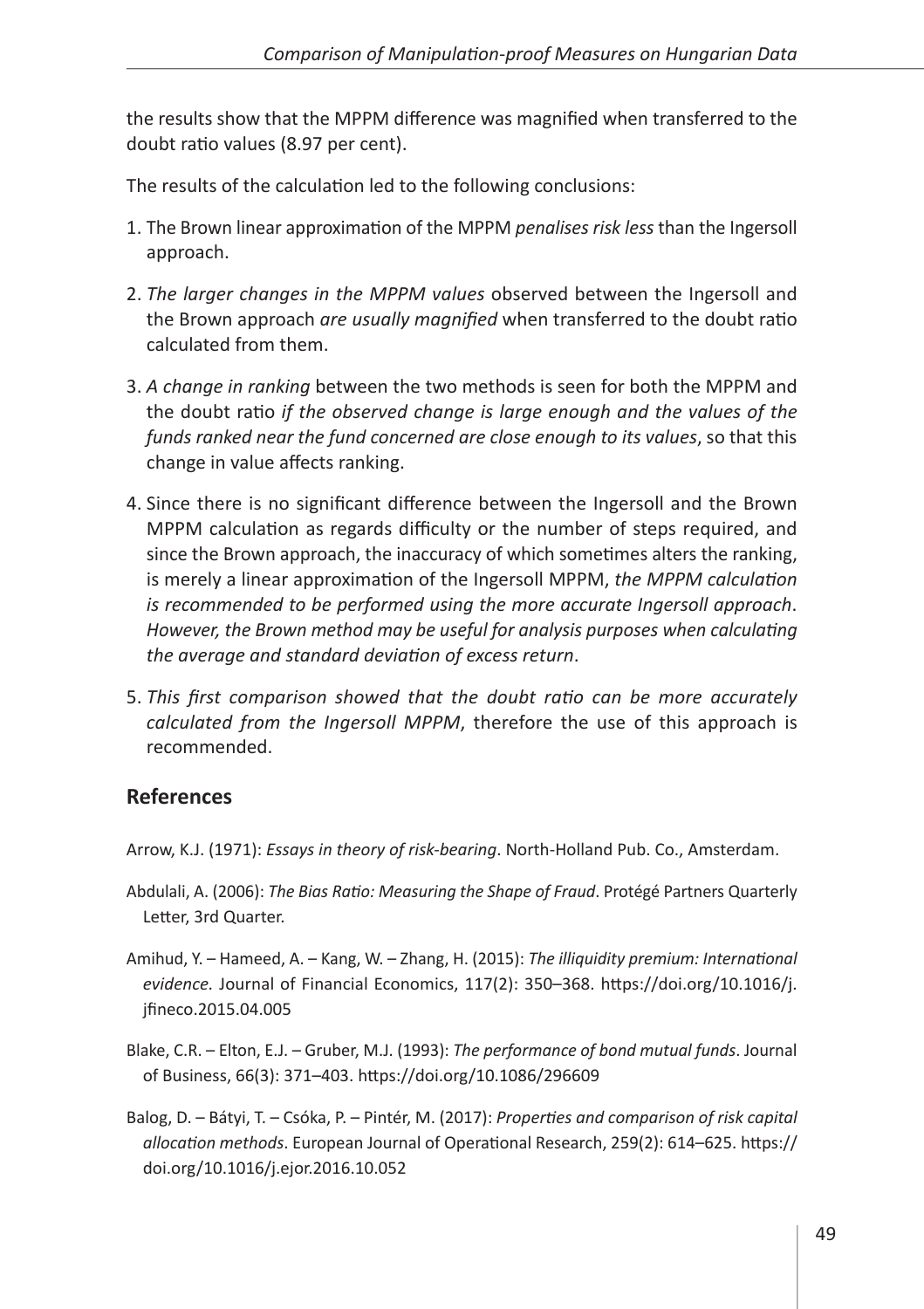the results show that the MPPM difference was magnified when transferred to the doubt ratio values (8.97 per cent).

The results of the calculation led to the following conclusions:

1. The Brown linear approximation of the MPPM *penalises risk less* than the Ingersoll approach.
2. *The larger changes in the MPPM values* observed between the Ingersoll and the Brown approach *are usually magnified* when transferred to the doubt ratio calculated from them.
3. *A change in ranking* between the two methods is seen for both the MPPM and the doubt ratio *if the observed change is large enough and the values of the funds ranked near the fund concerned are close enough to its values*, so that this change in value affects ranking.
4. Since there is no significant difference between the Ingersoll and the Brown MPPM calculation as regards difficulty or the number of steps required, and since the Brown approach, the inaccuracy of which sometimes alters the ranking, is merely a linear approximation of the Ingersoll MPPM, *the MPPM calculation is recommended to be performed using the more accurate Ingersoll approach*. *However, the Brown method may be useful for analysis purposes when calculating the average and standard deviation of excess return*.
5. *This first comparison showed that the doubt ratio can be more accurately calculated from the Ingersoll MPPM*, therefore the use of this approach is recommended.

## References

Arrow, K.J. (1971): *Essays in theory of risk-bearing*. North-Holland Pub. Co., Amsterdam.

Abdulali, A. (2006): *The Bias Ratio: Measuring the Shape of Fraud*. Protégé Partners Quarterly Letter, 3rd Quarter.

Amihud, Y. – Hameed, A. – Kang, W. – Zhang, H. (2015): *The illiquidity premium: International evidence*. Journal of Financial Economics, 117(2): 350–368. https://doi.org/10.1016/j.jfineco.2015.04.005

Blake, C.R. – Elton, E.J. – Gruber, M.J. (1993): *The performance of bond mutual funds*. Journal of Business, 66(3): 371–403. https://doi.org/10.1086/296609

Balog, D. – Bátyi, T. – Csóka, P. – Pintér, M. (2017): *Properties and comparison of risk capital allocation methods*. European Journal of Operational Research, 259(2): 614–625. https://doi.org/10.1016/j.ejor.2016.10.052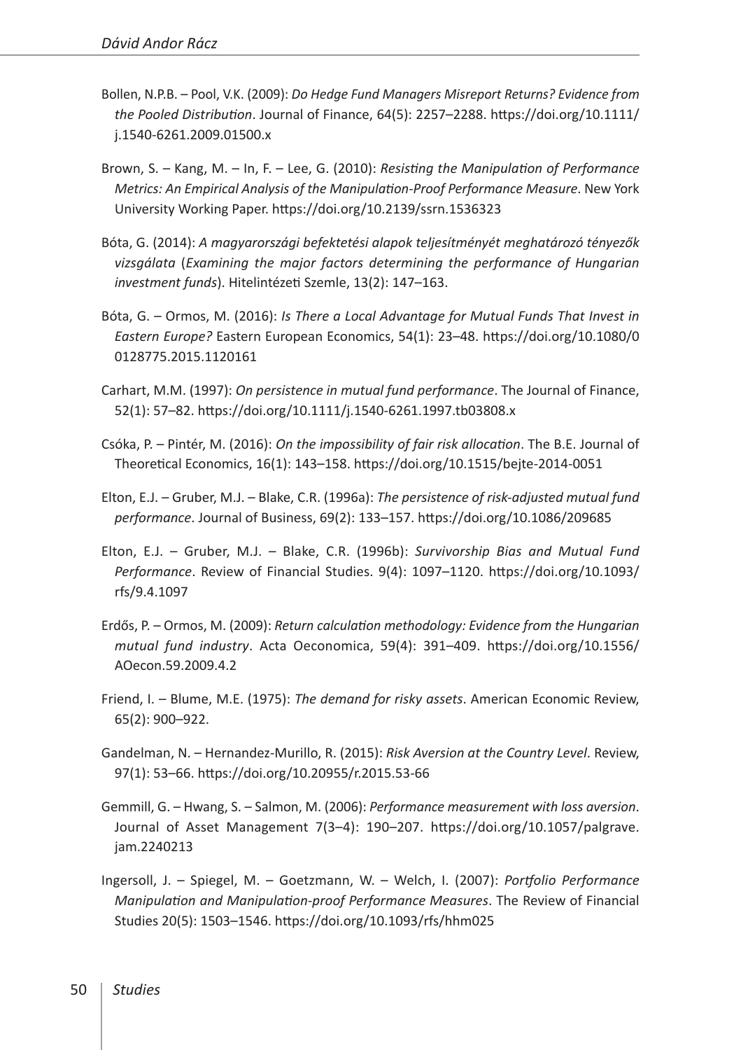Bollen, N.P.B. – Pool, V.K. (2009): *Do Hedge Fund Managers Misreport Returns? Evidence from the Pooled Distribution*. Journal of Finance, 64(5): 2257–2288. https://doi.org/10.1111/j.1540-6261.2009.01500.x

Brown, S. – Kang, M. – In, F. – Lee, G. (2010): *Resisting the Manipulation of Performance Metrics: An Empirical Analysis of the Manipulation-Proof Performance Measure*. New York University Working Paper. https://doi.org/10.2139/ssrn.1536323

Bóta, G. (2014): *A magyarországi befektetési alapok teljesítményét meghatározó tényezők vizsgálata* (*Examining the major factors determining the performance of Hungarian investment funds*). Hitelintézeti Szemle, 13(2): 147–163.

Bóta, G. – Ormos, M. (2016): *Is There a Local Advantage for Mutual Funds That Invest in Eastern Europe?* Eastern European Economics, 54(1): 23–48. https://doi.org/10.1080/00128775.2015.1120161

Carhart, M.M. (1997): *On persistence in mutual fund performance*. The Journal of Finance, 52(1): 57–82. https://doi.org/10.1111/j.1540-6261.1997.tb03808.x

Csóka, P. – Pintér, M. (2016): *On the impossibility of fair risk allocation*. The B.E. Journal of Theoretical Economics, 16(1): 143–158. https://doi.org/10.1515/bejte-2014-0051

Elton, E.J. – Gruber, M.J. – Blake, C.R. (1996a): *The persistence of risk-adjusted mutual fund performance*. Journal of Business, 69(2): 133–157. https://doi.org/10.1086/209685

Elton, E.J. – Gruber, M.J. – Blake, C.R. (1996b): *Survivorship Bias and Mutual Fund Performance*. Review of Financial Studies. 9(4): 1097–1120. https://doi.org/10.1093/rfs/9.4.1097

Erdős, P. – Ormos, M. (2009): *Return calculation methodology: Evidence from the Hungarian mutual fund industry*. Acta Oeconomica, 59(4): 391–409. https://doi.org/10.1556/AOecon.59.2009.4.2

Friend, I. – Blume, M.E. (1975): *The demand for risky assets*. American Economic Review, 65(2): 900–922.

Gandelman, N. – Hernandez-Murillo, R. (2015): *Risk Aversion at the Country Level*. Review, 97(1): 53–66. https://doi.org/10.20955/r.2015.53-66

Gemmill, G. – Hwang, S. – Salmon, M. (2006): *Performance measurement with loss aversion*. Journal of Asset Management 7(3–4): 190–207. https://doi.org/10.1057/palgrave.jam.2240213

Ingersoll, J. – Spiegel, M. – Goetzmann, W. – Welch, I. (2007): *Portfolio Performance Manipulation and Manipulation-proof Performance Measures*. The Review of Financial Studies 20(5): 1503–1546. https://doi.org/10.1093/rfs/hhm025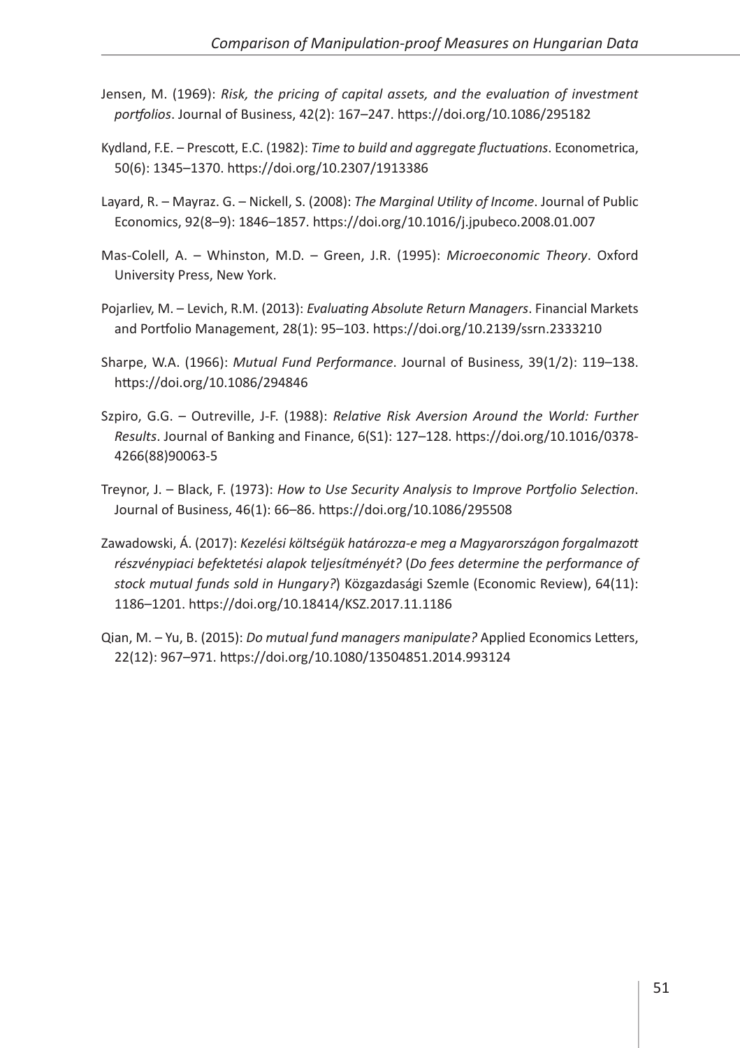Jensen, M. (1969): *Risk, the pricing of capital assets, and the evaluation of investment portfolios*. Journal of Business, 42(2): 167–247. https://doi.org/10.1086/295182

Kydland, F.E. – Prescott, E.C. (1982): *Time to build and aggregate fluctuations*. Econometrica, 50(6): 1345–1370. https://doi.org/10.2307/1913386

Layard, R. – Mayraz. G. – Nickell, S. (2008): *The Marginal Utility of Income*. Journal of Public Economics, 92(8–9): 1846–1857. https://doi.org/10.1016/j.jpubeco.2008.01.007

Mas-Colell, A. – Whinston, M.D. – Green, J.R. (1995): *Microeconomic Theory*. Oxford University Press, New York.

Pojarliev, M. – Levich, R.M. (2013): *Evaluating Absolute Return Managers*. Financial Markets and Portfolio Management, 28(1): 95–103. https://doi.org/10.2139/ssrn.2333210

Sharpe, W.A. (1966): *Mutual Fund Performance*. Journal of Business, 39(1/2): 119–138. https://doi.org/10.1086/294846

Szpiro, G.G. – Outreville, J-F. (1988): *Relative Risk Aversion Around the World: Further Results*. Journal of Banking and Finance, 6(S1): 127–128. https://doi.org/10.1016/0378-4266(88)90063-5

Treynor, J. – Black, F. (1973): *How to Use Security Analysis to Improve Portfolio Selection*. Journal of Business, 46(1): 66–86. https://doi.org/10.1086/295508

Zawadowski, Á. (2017): *Kezelési költségük határozza-e meg a Magyarországon forgalmazott részvénypiaci befektetési alapok teljesítményét?* (*Do fees determine the performance of stock mutual funds sold in Hungary?*) Közgazdasági Szemle (Economic Review), 64(11): 1186–1201. https://doi.org/10.18414/KSZ.2017.11.1186

Qian, M. – Yu, B. (2015): *Do mutual fund managers manipulate?* Applied Economics Letters, 22(12): 967–971. https://doi.org/10.1080/13504851.2014.993124